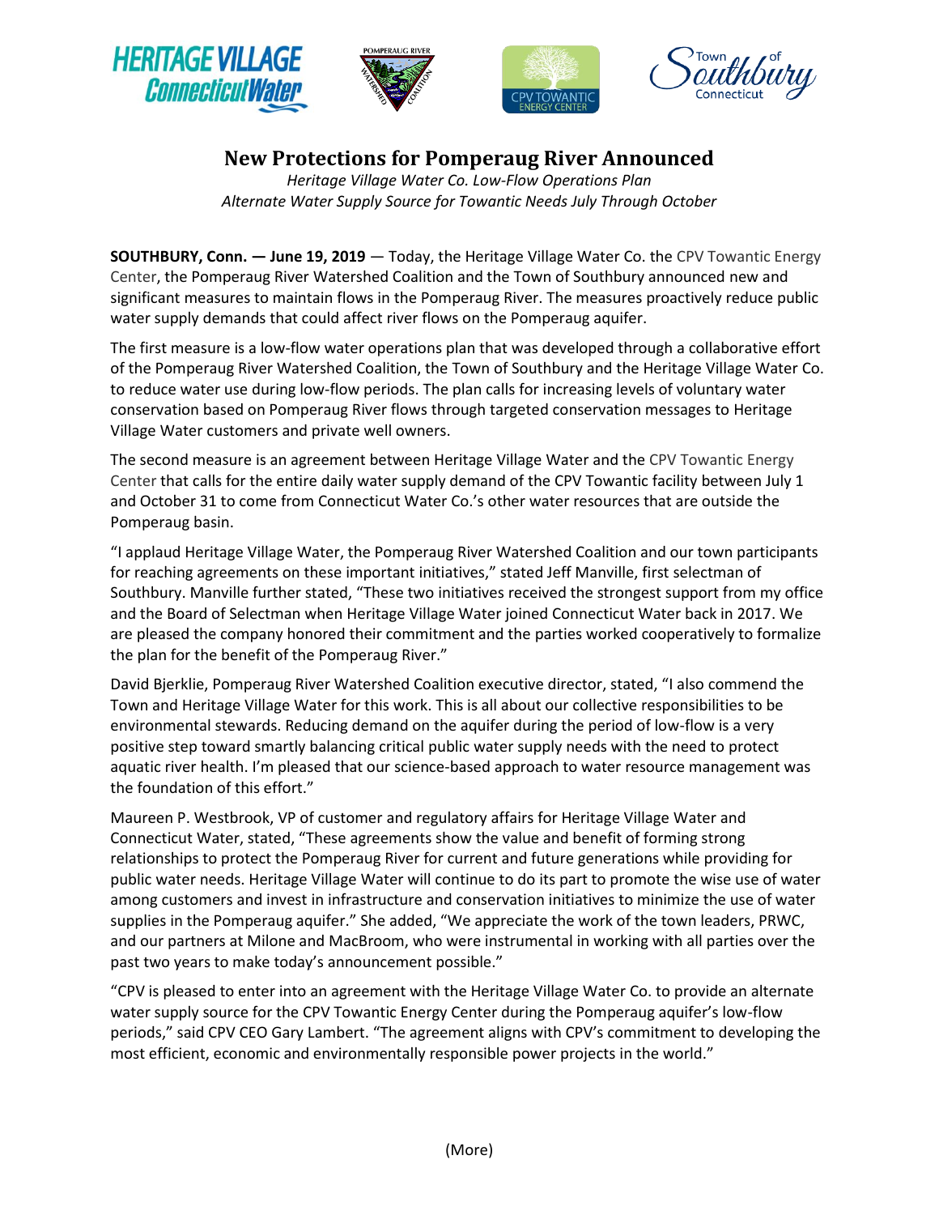# New Protections for Pomperaug River Announced

*Heritage Village Water Co. Low-Flow Operations Plan*
*Alternate Water Supply Source for Towantic Needs July Through October*

**SOUTHBURY, Conn. — June 19, 2019** — Today, the Heritage Village Water Co. the CPV Towantic Energy Center, the Pomperaug River Watershed Coalition and the Town of Southbury announced new and significant measures to maintain flows in the Pomperaug River. The measures proactively reduce public water supply demands that could affect river flows on the Pomperaug aquifer.

The first measure is a low-flow water operations plan that was developed through a collaborative effort of the Pomperaug River Watershed Coalition, the Town of Southbury and the Heritage Village Water Co. to reduce water use during low-flow periods. The plan calls for increasing levels of voluntary water conservation based on Pomperaug River flows through targeted conservation messages to Heritage Village Water customers and private well owners.

The second measure is an agreement between Heritage Village Water and the CPV Towantic Energy Center that calls for the entire daily water supply demand of the CPV Towantic facility between July 1 and October 31 to come from Connecticut Water Co.'s other water resources that are outside the Pomperaug basin.

"I applaud Heritage Village Water, the Pomperaug River Watershed Coalition and our town participants for reaching agreements on these important initiatives," stated Jeff Manville, first selectman of Southbury. Manville further stated, "These two initiatives received the strongest support from my office and the Board of Selectman when Heritage Village Water joined Connecticut Water back in 2017. We are pleased the company honored their commitment and the parties worked cooperatively to formalize the plan for the benefit of the Pomperaug River."

David Bjerklie, Pomperaug River Watershed Coalition executive director, stated, "I also commend the Town and Heritage Village Water for this work. This is all about our collective responsibilities to be environmental stewards. Reducing demand on the aquifer during the period of low-flow is a very positive step toward smartly balancing critical public water supply needs with the need to protect aquatic river health. I'm pleased that our science-based approach to water resource management was the foundation of this effort."

Maureen P. Westbrook, VP of customer and regulatory affairs for Heritage Village Water and Connecticut Water, stated, "These agreements show the value and benefit of forming strong relationships to protect the Pomperaug River for current and future generations while providing for public water needs. Heritage Village Water will continue to do its part to promote the wise use of water among customers and invest in infrastructure and conservation initiatives to minimize the use of water supplies in the Pomperaug aquifer." She added, "We appreciate the work of the town leaders, PRWC, and our partners at Milone and MacBroom, who were instrumental in working with all parties over the past two years to make today's announcement possible."

"CPV is pleased to enter into an agreement with the Heritage Village Water Co. to provide an alternate water supply source for the CPV Towantic Energy Center during the Pomperaug aquifer's low-flow periods," said CPV CEO Gary Lambert. "The agreement aligns with CPV's commitment to developing the most efficient, economic and environmentally responsible power projects in the world."

(More)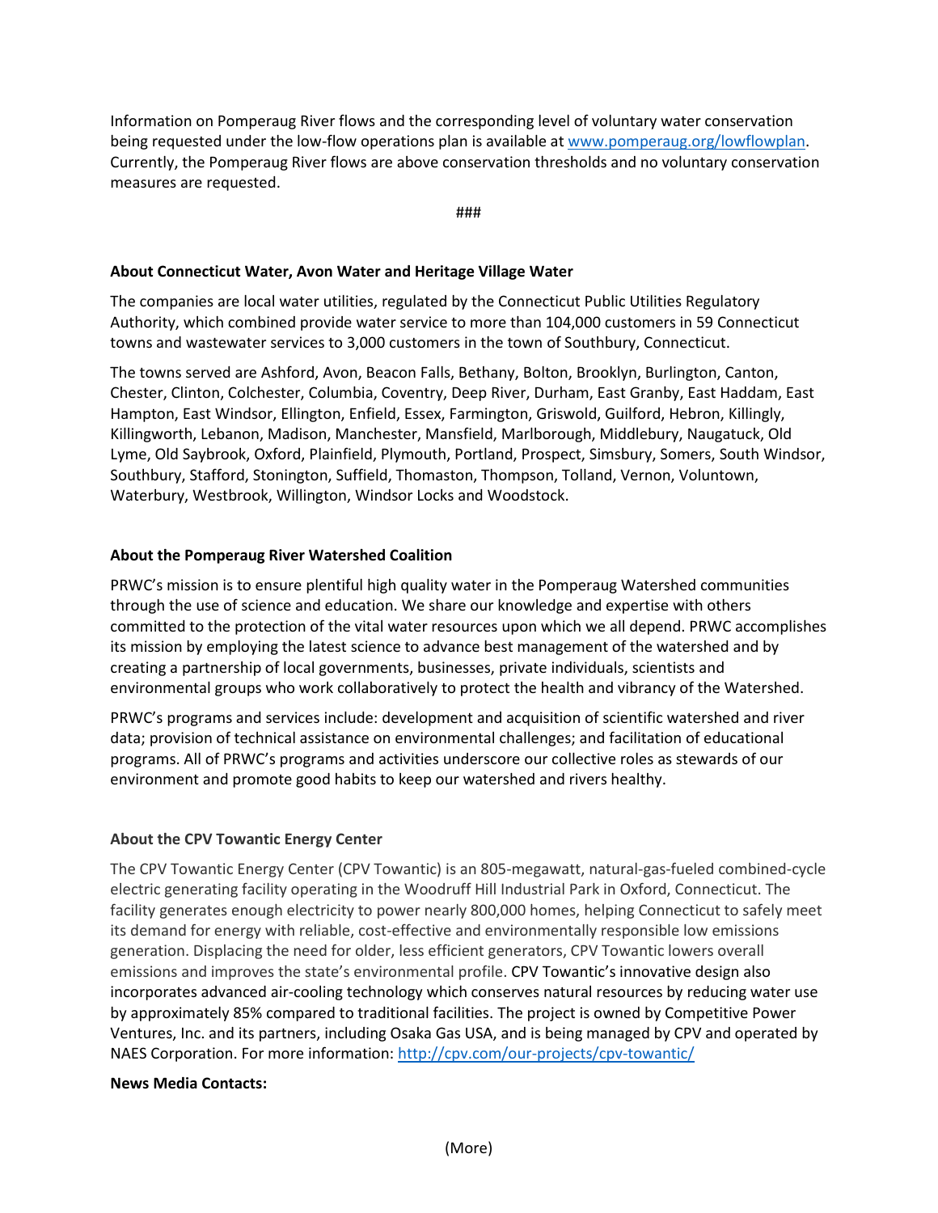Information on Pomperaug River flows and the corresponding level of voluntary water conservation being requested under the low-flow operations plan is available at [www.pomperaug.org/lowflowplan](http://www.pomperaug.org/lowflowplan). Currently, the Pomperaug River flows are above conservation thresholds and no voluntary conservation measures are requested.

###

**About Connecticut Water, Avon Water and Heritage Village Water**

The companies are local water utilities, regulated by the Connecticut Public Utilities Regulatory Authority, which combined provide water service to more than 104,000 customers in 59 Connecticut towns and wastewater services to 3,000 customers in the town of Southbury, Connecticut.

The towns served are Ashford, Avon, Beacon Falls, Bethany, Bolton, Brooklyn, Burlington, Canton, Chester, Clinton, Colchester, Columbia, Coventry, Deep River, Durham, East Granby, East Haddam, East Hampton, East Windsor, Ellington, Enfield, Essex, Farmington, Griswold, Guilford, Hebron, Killingly, Killingworth, Lebanon, Madison, Manchester, Mansfield, Marlborough, Middlebury, Naugatuck, Old Lyme, Old Saybrook, Oxford, Plainfield, Plymouth, Portland, Prospect, Simsbury, Somers, South Windsor, Southbury, Stafford, Stonington, Suffield, Thomaston, Thompson, Tolland, Vernon, Voluntown, Waterbury, Westbrook, Willington, Windsor Locks and Woodstock.

**About the Pomperaug River Watershed Coalition**

PRWC's mission is to ensure plentiful high quality water in the Pomperaug Watershed communities through the use of science and education. We share our knowledge and expertise with others committed to the protection of the vital water resources upon which we all depend. PRWC accomplishes its mission by employing the latest science to advance best management of the watershed and by creating a partnership of local governments, businesses, private individuals, scientists and environmental groups who work collaboratively to protect the health and vibrancy of the Watershed.

PRWC's programs and services include: development and acquisition of scientific watershed and river data; provision of technical assistance on environmental challenges; and facilitation of educational programs. All of PRWC's programs and activities underscore our collective roles as stewards of our environment and promote good habits to keep our watershed and rivers healthy.

**About the CPV Towantic Energy Center**

The CPV Towantic Energy Center (CPV Towantic) is an 805-megawatt, natural-gas-fueled combined-cycle electric generating facility operating in the Woodruff Hill Industrial Park in Oxford, Connecticut. The facility generates enough electricity to power nearly 800,000 homes, helping Connecticut to safely meet its demand for energy with reliable, cost-effective and environmentally responsible low emissions generation. Displacing the need for older, less efficient generators, CPV Towantic lowers overall emissions and improves the state's environmental profile. CPV Towantic's innovative design also incorporates advanced air-cooling technology which conserves natural resources by reducing water use by approximately 85% compared to traditional facilities. The project is owned by Competitive Power Ventures, Inc. and its partners, including Osaka Gas USA, and is being managed by CPV and operated by NAES Corporation. For more information: [http://cpv.com/our-projects/cpv-towantic/](http://cpv.com/our-projects/cpv-towantic/)

**News Media Contacts:**

(More)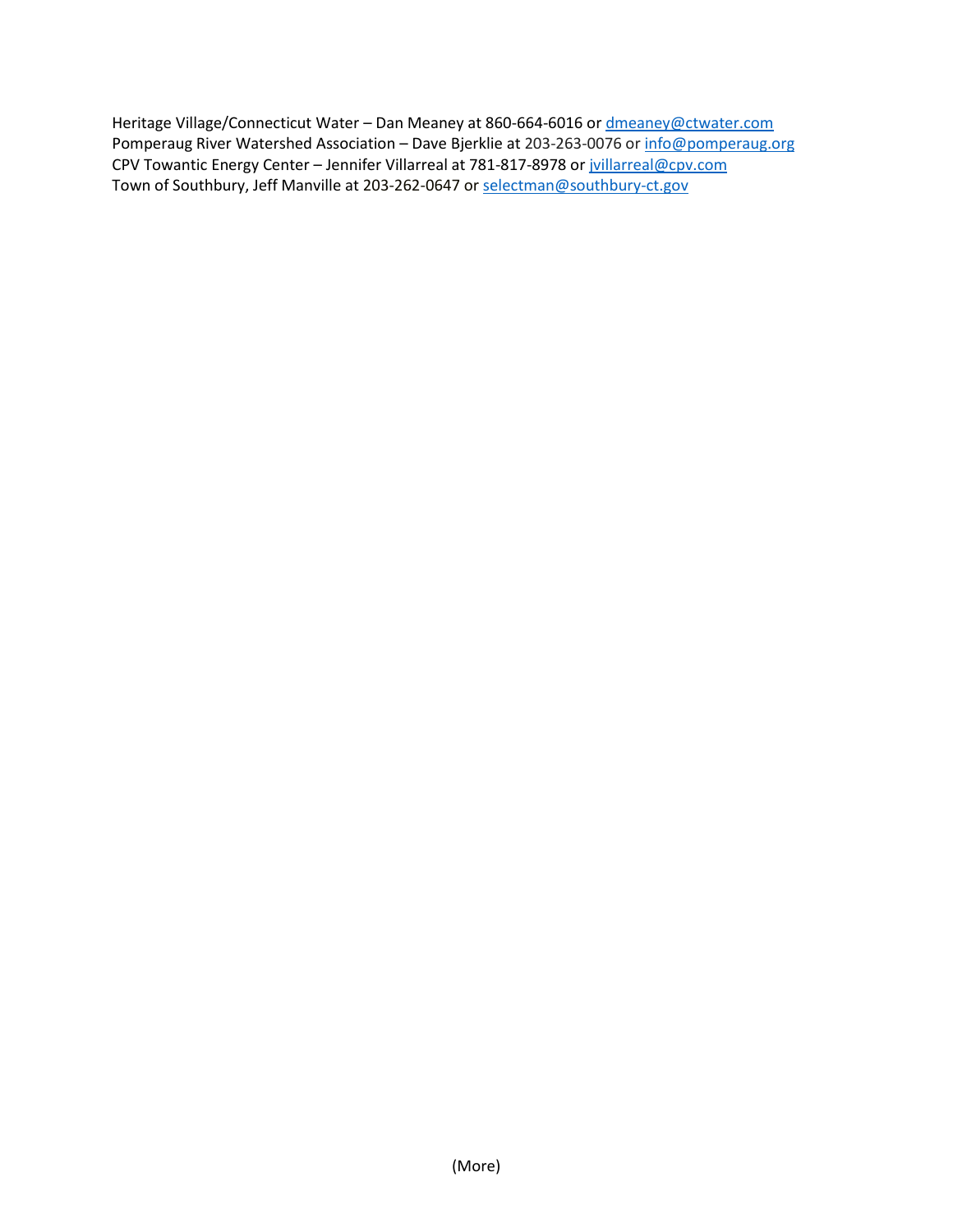Heritage Village/Connecticut Water – Dan Meaney at 860-664-6016 or dmeaney@ctwater.com
Pomperaug River Watershed Association – Dave Bjerklie at 203-263-0076 or info@pomperaug.org
CPV Towantic Energy Center – Jennifer Villarreal at 781-817-8978 or jvillarreal@cpv.com
Town of Southbury, Jeff Manville at 203-262-0647 or selectman@southbury-ct.gov

(More)